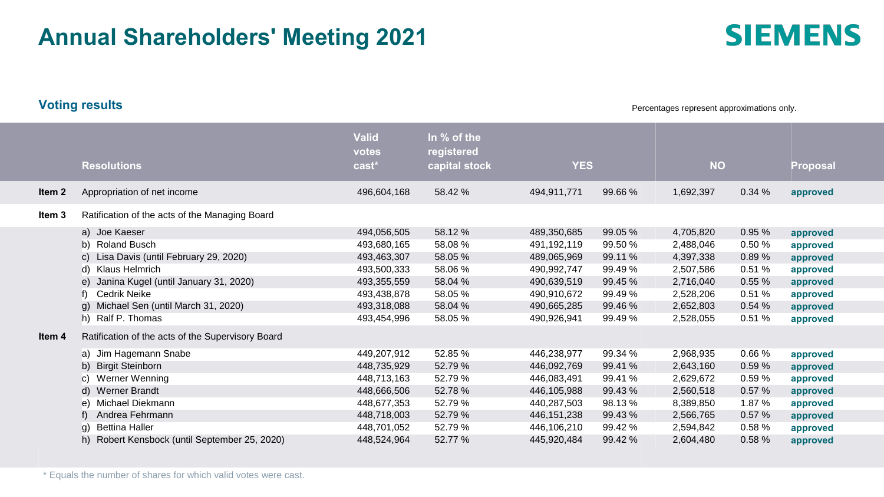# Annual Shareholders' Meeting 2021

SIEMENS

## Voting results

Percentages represent approximations only.

| | Resolutions | Valid votes cast* | In % of the registered capital stock | YES | | NO | | Proposal |
|---|---|---|---|---|---|---|---|---|
| Item 2 | Appropriation of net income | 496,604,168 | 58.42 % | 494,911,771 | 99.66 % | 1,692,397 | 0.34 % | approved |
| Item 3 | Ratification of the acts of the Managing Board | | | | | | | |
| | a) Joe Kaeser | 494,056,505 | 58.12 % | 489,350,685 | 99.05 % | 4,705,820 | 0.95 % | approved |
| | b) Roland Busch | 493,680,165 | 58.08 % | 491,192,119 | 99.50 % | 2,488,046 | 0.50 % | approved |
| | c) Lisa Davis (until February 29, 2020) | 493,463,307 | 58.05 % | 489,065,969 | 99.11 % | 4,397,338 | 0.89 % | approved |
| | d) Klaus Helmrich | 493,500,333 | 58.06 % | 490,992,747 | 99.49 % | 2,507,586 | 0.51 % | approved |
| | e) Janina Kugel (until January 31, 2020) | 493,355,559 | 58.04 % | 490,639,519 | 99.45 % | 2,716,040 | 0.55 % | approved |
| | f) Cedrik Neike | 493,438,878 | 58.05 % | 490,910,672 | 99.49 % | 2,528,206 | 0.51 % | approved |
| | g) Michael Sen (until March 31, 2020) | 493,318,088 | 58.04 % | 490,665,285 | 99.46 % | 2,652,803 | 0.54 % | approved |
| | h) Ralf P. Thomas | 493,454,996 | 58.05 % | 490,926,941 | 99.49 % | 2,528,055 | 0.51 % | approved |
| Item 4 | Ratification of the acts of the Supervisory Board | | | | | | | |
| | a) Jim Hagemann Snabe | 449,207,912 | 52.85 % | 446,238,977 | 99.34 % | 2,968,935 | 0.66 % | approved |
| | b) Birgit Steinborn | 448,735,929 | 52.79 % | 446,092,769 | 99.41 % | 2,643,160 | 0.59 % | approved |
| | c) Werner Wenning | 448,713,163 | 52.79 % | 446,083,491 | 99.41 % | 2,629,672 | 0.59 % | approved |
| | d) Werner Brandt | 448,666,506 | 52.78 % | 446,105,988 | 99.43 % | 2,560,518 | 0.57 % | approved |
| | e) Michael Diekmann | 448,677,353 | 52.79 % | 440,287,503 | 98.13 % | 8,389,850 | 1.87 % | approved |
| | f) Andrea Fehrmann | 448,718,003 | 52.79 % | 446,151,238 | 99.43 % | 2,566,765 | 0.57 % | approved |
| | g) Bettina Haller | 448,701,052 | 52.79 % | 446,106,210 | 99.42 % | 2,594,842 | 0.58 % | approved |
| | h) Robert Kensbock (until September 25, 2020) | 448,524,964 | 52.77 % | 445,920,484 | 99.42 % | 2,604,480 | 0.58 % | approved |

* Equals the number of shares for which valid votes were cast.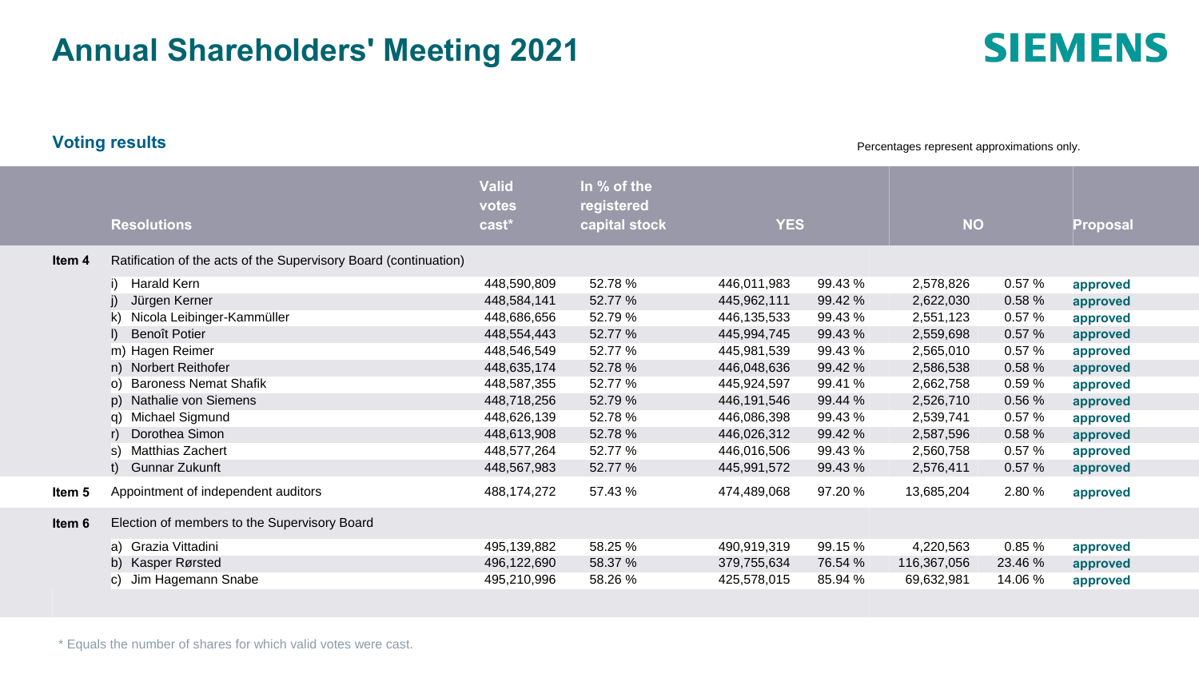# Annual Shareholders' Meeting 2021

**SIEMENS**

## Voting results

Percentages represent approximations only.

| | Resolutions | Valid votes cast* | In % of the registered capital stock | YES | | NO | | Proposal |
|---|---|---|---|---|---|---|---|---|
| **Item 4** | Ratification of the acts of the Supervisory Board (continuation) | | | | | | | |
| | i) Harald Kern | 448,590,809 | 52.78 % | 446,011,983 | 99.43 % | 2,578,826 | 0.57 % | approved |
| | j) Jürgen Kerner | 448,584,141 | 52.77 % | 445,962,111 | 99.42 % | 2,622,030 | 0.58 % | approved |
| | k) Nicola Leibinger-Kammüller | 448,686,656 | 52.79 % | 446,135,533 | 99.43 % | 2,551,123 | 0.57 % | approved |
| | l) Benoît Potier | 448,554,443 | 52.77 % | 445,994,745 | 99.43 % | 2,559,698 | 0.57 % | approved |
| | m) Hagen Reimer | 448,546,549 | 52.77 % | 445,981,539 | 99.43 % | 2,565,010 | 0.57 % | approved |
| | n) Norbert Reithofer | 448,635,174 | 52.78 % | 446,048,636 | 99.42 % | 2,586,538 | 0.58 % | approved |
| | o) Baroness Nemat Shafik | 448,587,355 | 52.77 % | 445,924,597 | 99.41 % | 2,662,758 | 0.59 % | approved |
| | p) Nathalie von Siemens | 448,718,256 | 52.79 % | 446,191,546 | 99.44 % | 2,526,710 | 0.56 % | approved |
| | q) Michael Sigmund | 448,626,139 | 52.78 % | 446,086,398 | 99.43 % | 2,539,741 | 0.57 % | approved |
| | r) Dorothea Simon | 448,613,908 | 52.78 % | 446,026,312 | 99.42 % | 2,587,596 | 0.58 % | approved |
| | s) Matthias Zachert | 448,577,264 | 52.77 % | 446,016,506 | 99.43 % | 2,560,758 | 0.57 % | approved |
| | t) Gunnar Zukunft | 448,567,983 | 52.77 % | 445,991,572 | 99.43 % | 2,576,411 | 0.57 % | approved |
| **Item 5** | Appointment of independent auditors | 488,174,272 | 57.43 % | 474,489,068 | 97.20 % | 13,685,204 | 2.80 % | approved |
| **Item 6** | Election of members to the Supervisory Board | | | | | | | |
| | a) Grazia Vittadini | 495,139,882 | 58.25 % | 490,919,319 | 99.15 % | 4,220,563 | 0.85 % | approved |
| | b) Kasper Rørsted | 496,122,690 | 58.37 % | 379,755,634 | 76.54 % | 116,367,056 | 23.46 % | approved |
| | c) Jim Hagemann Snabe | 495,210,996 | 58.26 % | 425,578,015 | 85.94 % | 69,632,981 | 14.06 % | approved |

\* Equals the number of shares for which valid votes were cast.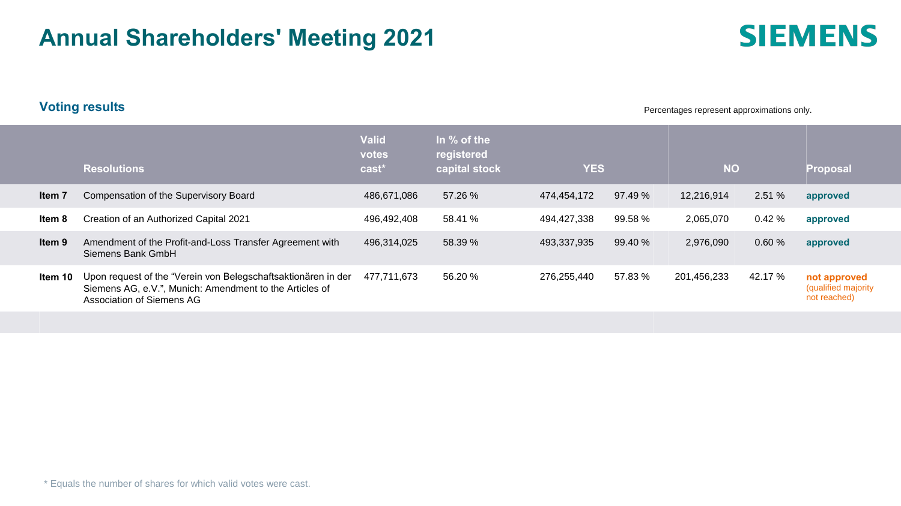# Annual Shareholders' Meeting 2021

SIEMENS

## Voting results

Percentages represent approximations only.

| | Resolutions | Valid votes cast* | In % of the registered capital stock | YES | | NO | | Proposal |
|---|---|---|---|---|---|---|---|---|
| **Item 7** | Compensation of the Supervisory Board | 486,671,086 | 57.26 % | 474,454,172 | 97.49 % | 12,216,914 | 2.51 % | **approved** |
| **Item 8** | Creation of an Authorized Capital 2021 | 496,492,408 | 58.41 % | 494,427,338 | 99.58 % | 2,065,070 | 0.42 % | **approved** |
| **Item 9** | Amendment of the Profit-and-Loss Transfer Agreement with Siemens Bank GmbH | 496,314,025 | 58.39 % | 493,337,935 | 99.40 % | 2,976,090 | 0.60 % | **approved** |
| **Item 10** | Upon request of the “Verein von Belegschaftsaktionären in der Siemens AG, e.V.”, Munich: Amendment to the Articles of Association of Siemens AG | 477,711,673 | 56.20 % | 276,255,440 | 57.83 % | 201,456,233 | 42.17 % | **not approved** (qualified majority not reached) |

* Equals the number of shares for which valid votes were cast.